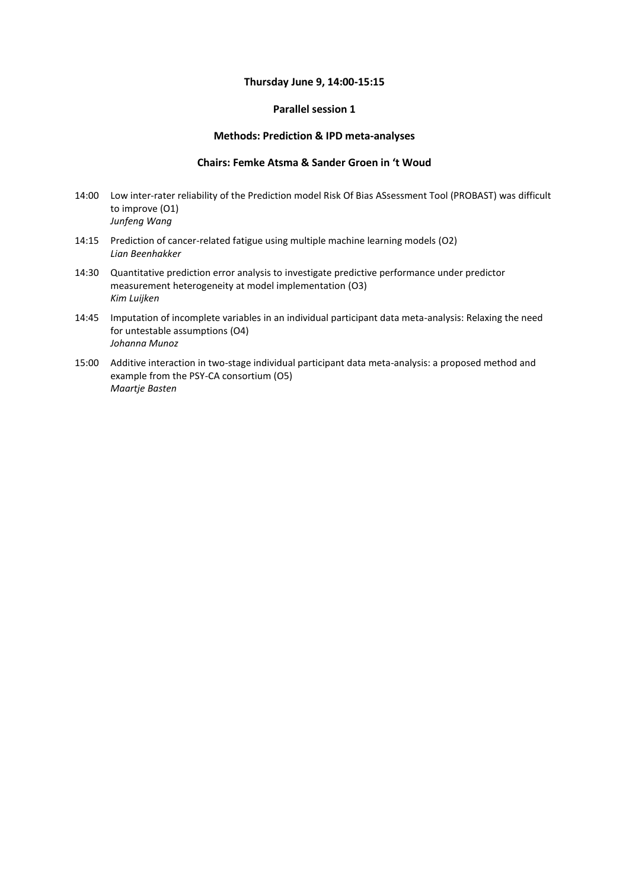**Thursday June 9, 14:00-15:15**

**Parallel session 1**

**Methods: Prediction & IPD meta-analyses**

**Chairs: Femke Atsma & Sander Groen in 't Woud**

14:00 Low inter-rater reliability of the Prediction model Risk Of Bias ASsessment Tool (PROBAST) was difficult to improve (O1)
*Junfeng Wang*

14:15 Prediction of cancer-related fatigue using multiple machine learning models (O2)
*Lian Beenhakker*

14:30 Quantitative prediction error analysis to investigate predictive performance under predictor measurement heterogeneity at model implementation (O3)
*Kim Luijken*

14:45 Imputation of incomplete variables in an individual participant data meta-analysis: Relaxing the need for untestable assumptions (O4)
*Johanna Munoz*

15:00 Additive interaction in two-stage individual participant data meta-analysis: a proposed method and example from the PSY-CA consortium (O5)
*Maartje Basten*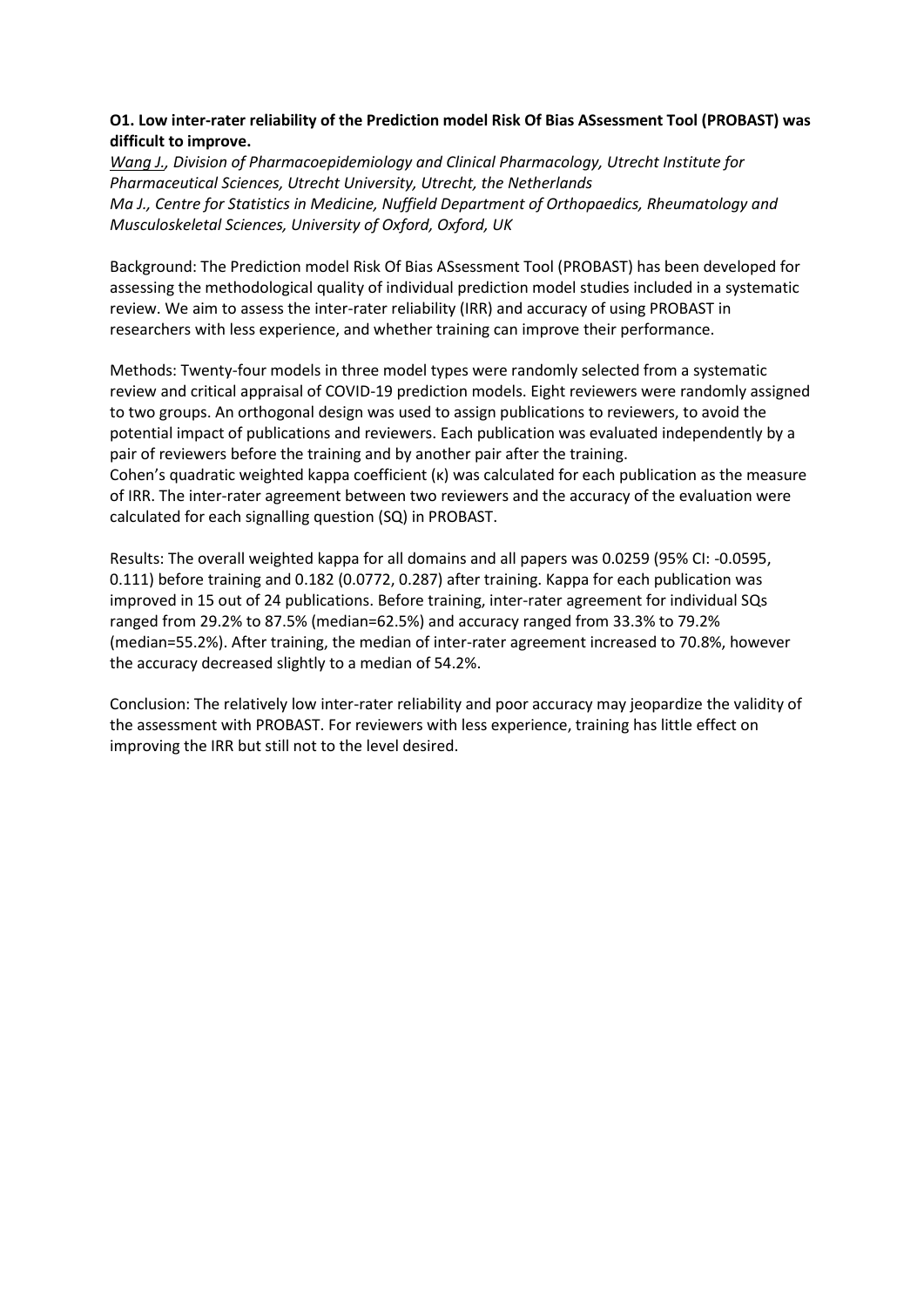**O1. Low inter-rater reliability of the Prediction model Risk Of Bias ASsessment Tool (PROBAST) was difficult to improve.**

*Wang J., Division of Pharmacoepidemiology and Clinical Pharmacology, Utrecht Institute for Pharmaceutical Sciences, Utrecht University, Utrecht, the Netherlands*
*Ma J., Centre for Statistics in Medicine, Nuffield Department of Orthopaedics, Rheumatology and Musculoskeletal Sciences, University of Oxford, Oxford, UK*

Background: The Prediction model Risk Of Bias ASsessment Tool (PROBAST) has been developed for assessing the methodological quality of individual prediction model studies included in a systematic review. We aim to assess the inter-rater reliability (IRR) and accuracy of using PROBAST in researchers with less experience, and whether training can improve their performance.

Methods: Twenty-four models in three model types were randomly selected from a systematic review and critical appraisal of COVID-19 prediction models. Eight reviewers were randomly assigned to two groups. An orthogonal design was used to assign publications to reviewers, to avoid the potential impact of publications and reviewers. Each publication was evaluated independently by a pair of reviewers before the training and by another pair after the training.
Cohen's quadratic weighted kappa coefficient ($\kappa$) was calculated for each publication as the measure of IRR. The inter-rater agreement between two reviewers and the accuracy of the evaluation were calculated for each signalling question (SQ) in PROBAST.

Results: The overall weighted kappa for all domains and all papers was 0.0259 (95% CI: -0.0595, 0.111) before training and 0.182 (0.0772, 0.287) after training. Kappa for each publication was improved in 15 out of 24 publications. Before training, inter-rater agreement for individual SQs ranged from 29.2% to 87.5% (median=62.5%) and accuracy ranged from 33.3% to 79.2% (median=55.2%). After training, the median of inter-rater agreement increased to 70.8%, however the accuracy decreased slightly to a median of 54.2%.

Conclusion: The relatively low inter-rater reliability and poor accuracy may jeopardize the validity of the assessment with PROBAST. For reviewers with less experience, training has little effect on improving the IRR but still not to the level desired.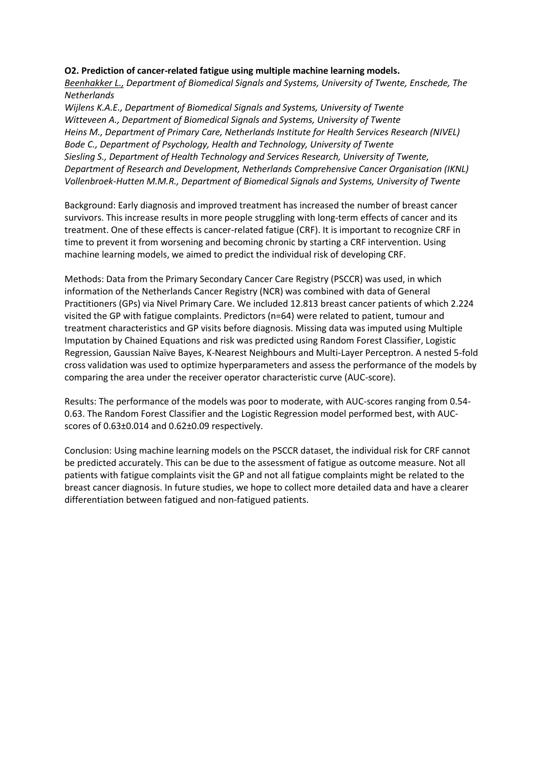**O2. Prediction of cancer-related fatigue using multiple machine learning models.**

*Beenhakker L., Department of Biomedical Signals and Systems, University of Twente, Enschede, The Netherlands*
*Wijlens K.A.E., Department of Biomedical Signals and Systems, University of Twente*
*Witteveen A., Department of Biomedical Signals and Systems, University of Twente*
*Heins M., Department of Primary Care, Netherlands Institute for Health Services Research (NIVEL)*
*Bode C., Department of Psychology, Health and Technology, University of Twente*
*Siesling S., Department of Health Technology and Services Research, University of Twente, Department of Research and Development, Netherlands Comprehensive Cancer Organisation (IKNL)*
*Vollenbroek-Hutten M.M.R., Department of Biomedical Signals and Systems, University of Twente*

Background: Early diagnosis and improved treatment has increased the number of breast cancer survivors. This increase results in more people struggling with long-term effects of cancer and its treatment. One of these effects is cancer-related fatigue (CRF). It is important to recognize CRF in time to prevent it from worsening and becoming chronic by starting a CRF intervention. Using machine learning models, we aimed to predict the individual risk of developing CRF.

Methods: Data from the Primary Secondary Cancer Care Registry (PSCCR) was used, in which information of the Netherlands Cancer Registry (NCR) was combined with data of General Practitioners (GPs) via Nivel Primary Care. We included 12.813 breast cancer patients of which 2.224 visited the GP with fatigue complaints. Predictors (n=64) were related to patient, tumour and treatment characteristics and GP visits before diagnosis. Missing data was imputed using Multiple Imputation by Chained Equations and risk was predicted using Random Forest Classifier, Logistic Regression, Gaussian Naïve Bayes, K-Nearest Neighbours and Multi-Layer Perceptron. A nested 5-fold cross validation was used to optimize hyperparameters and assess the performance of the models by comparing the area under the receiver operator characteristic curve (AUC-score).

Results: The performance of the models was poor to moderate, with AUC-scores ranging from 0.54-0.63. The Random Forest Classifier and the Logistic Regression model performed best, with AUC-scores of 0.63±0.014 and 0.62±0.09 respectively.

Conclusion: Using machine learning models on the PSCCR dataset, the individual risk for CRF cannot be predicted accurately. This can be due to the assessment of fatigue as outcome measure. Not all patients with fatigue complaints visit the GP and not all fatigue complaints might be related to the breast cancer diagnosis. In future studies, we hope to collect more detailed data and have a clearer differentiation between fatigued and non-fatigued patients.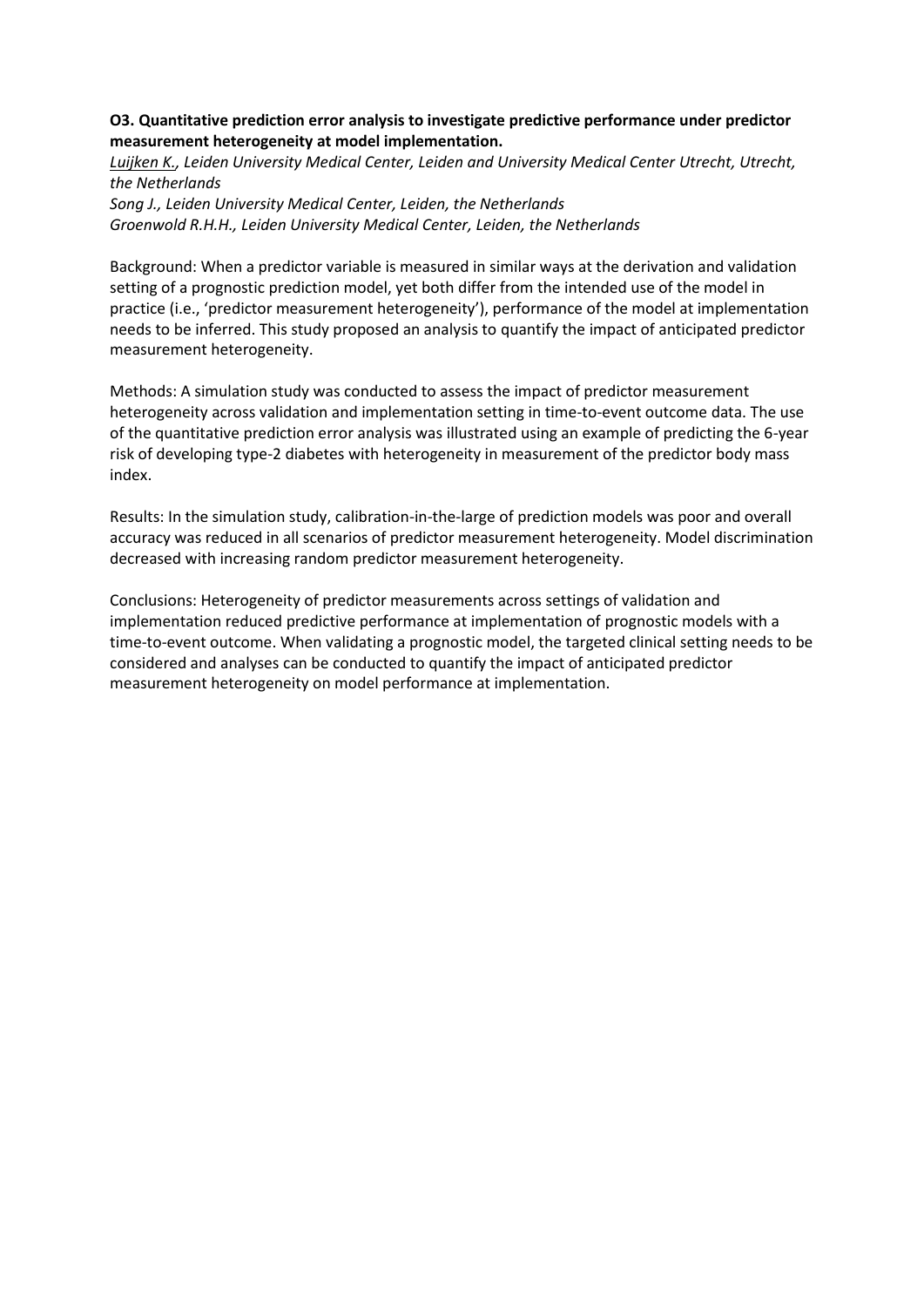**O3. Quantitative prediction error analysis to investigate predictive performance under predictor measurement heterogeneity at model implementation.**

*Luijken K., Leiden University Medical Center, Leiden and University Medical Center Utrecht, Utrecht, the Netherlands*

*Song J., Leiden University Medical Center, Leiden, the Netherlands*

*Groenwold R.H.H., Leiden University Medical Center, Leiden, the Netherlands*

Background: When a predictor variable is measured in similar ways at the derivation and validation setting of a prognostic prediction model, yet both differ from the intended use of the model in practice (i.e., 'predictor measurement heterogeneity'), performance of the model at implementation needs to be inferred. This study proposed an analysis to quantify the impact of anticipated predictor measurement heterogeneity.

Methods: A simulation study was conducted to assess the impact of predictor measurement heterogeneity across validation and implementation setting in time-to-event outcome data. The use of the quantitative prediction error analysis was illustrated using an example of predicting the 6-year risk of developing type-2 diabetes with heterogeneity in measurement of the predictor body mass index.

Results: In the simulation study, calibration-in-the-large of prediction models was poor and overall accuracy was reduced in all scenarios of predictor measurement heterogeneity. Model discrimination decreased with increasing random predictor measurement heterogeneity.

Conclusions: Heterogeneity of predictor measurements across settings of validation and implementation reduced predictive performance at implementation of prognostic models with a time-to-event outcome. When validating a prognostic model, the targeted clinical setting needs to be considered and analyses can be conducted to quantify the impact of anticipated predictor measurement heterogeneity on model performance at implementation.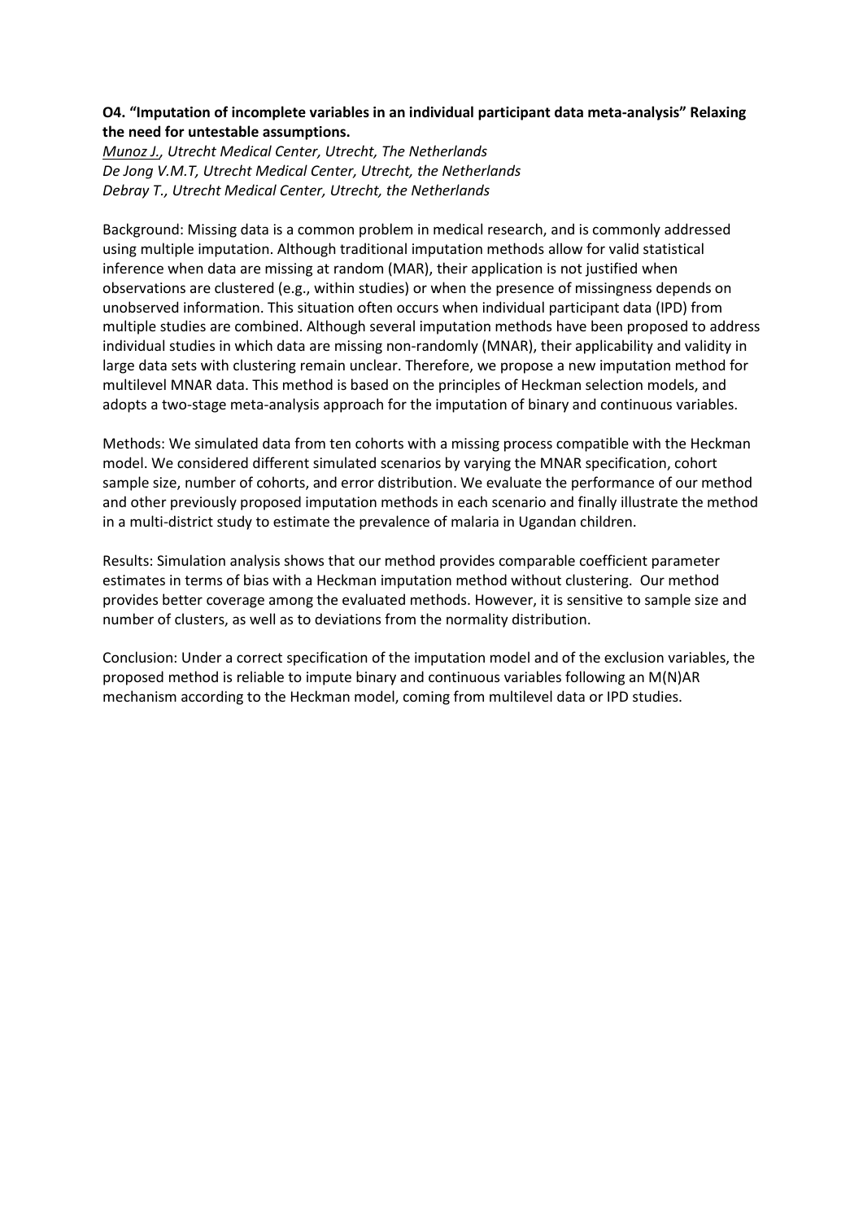**O4. "Imputation of incomplete variables in an individual participant data meta-analysis" Relaxing the need for untestable assumptions.**

*Munoz J., Utrecht Medical Center, Utrecht, The Netherlands*
*De Jong V.M.T, Utrecht Medical Center, Utrecht, the Netherlands*
*Debray T., Utrecht Medical Center, Utrecht, the Netherlands*

Background: Missing data is a common problem in medical research, and is commonly addressed using multiple imputation. Although traditional imputation methods allow for valid statistical inference when data are missing at random (MAR), their application is not justified when observations are clustered (e.g., within studies) or when the presence of missingness depends on unobserved information. This situation often occurs when individual participant data (IPD) from multiple studies are combined. Although several imputation methods have been proposed to address individual studies in which data are missing non-randomly (MNAR), their applicability and validity in large data sets with clustering remain unclear. Therefore, we propose a new imputation method for multilevel MNAR data. This method is based on the principles of Heckman selection models, and adopts a two-stage meta-analysis approach for the imputation of binary and continuous variables.

Methods: We simulated data from ten cohorts with a missing process compatible with the Heckman model. We considered different simulated scenarios by varying the MNAR specification, cohort sample size, number of cohorts, and error distribution. We evaluate the performance of our method and other previously proposed imputation methods in each scenario and finally illustrate the method in a multi-district study to estimate the prevalence of malaria in Ugandan children.

Results: Simulation analysis shows that our method provides comparable coefficient parameter estimates in terms of bias with a Heckman imputation method without clustering. Our method provides better coverage among the evaluated methods. However, it is sensitive to sample size and number of clusters, as well as to deviations from the normality distribution.

Conclusion: Under a correct specification of the imputation model and of the exclusion variables, the proposed method is reliable to impute binary and continuous variables following an M(N)AR mechanism according to the Heckman model, coming from multilevel data or IPD studies.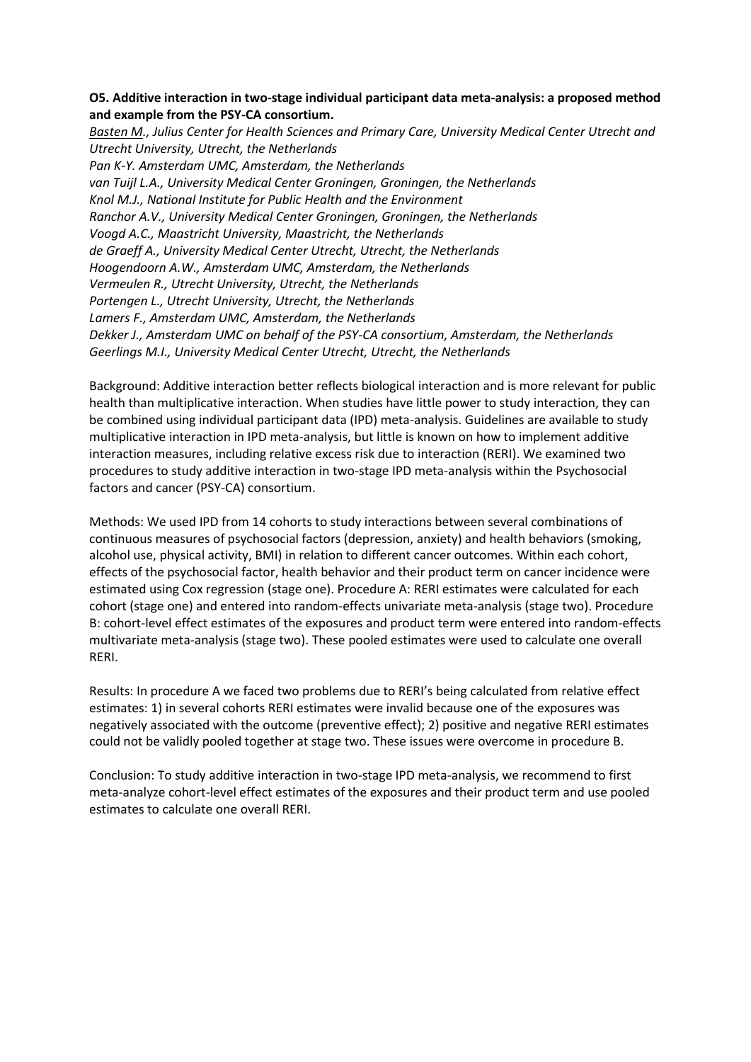**O5. Additive interaction in two-stage individual participant data meta-analysis: a proposed method and example from the PSY-CA consortium.**

*Basten M., Julius Center for Health Sciences and Primary Care, University Medical Center Utrecht and Utrecht University, Utrecht, the Netherlands*
*Pan K-Y. Amsterdam UMC, Amsterdam, the Netherlands*
*van Tuijl L.A., University Medical Center Groningen, Groningen, the Netherlands*
*Knol M.J., National Institute for Public Health and the Environment*
*Ranchor A.V., University Medical Center Groningen, Groningen, the Netherlands*
*Voogd A.C., Maastricht University, Maastricht, the Netherlands*
*de Graeff A., University Medical Center Utrecht, Utrecht, the Netherlands*
*Hoogendoorn A.W., Amsterdam UMC, Amsterdam, the Netherlands*
*Vermeulen R., Utrecht University, Utrecht, the Netherlands*
*Portengen L., Utrecht University, Utrecht, the Netherlands*
*Lamers F., Amsterdam UMC, Amsterdam, the Netherlands*
*Dekker J., Amsterdam UMC on behalf of the PSY-CA consortium, Amsterdam, the Netherlands*
*Geerlings M.I., University Medical Center Utrecht, Utrecht, the Netherlands*

Background: Additive interaction better reflects biological interaction and is more relevant for public health than multiplicative interaction. When studies have little power to study interaction, they can be combined using individual participant data (IPD) meta-analysis. Guidelines are available to study multiplicative interaction in IPD meta-analysis, but little is known on how to implement additive interaction measures, including relative excess risk due to interaction (RERI). We examined two procedures to study additive interaction in two-stage IPD meta-analysis within the Psychosocial factors and cancer (PSY-CA) consortium.

Methods: We used IPD from 14 cohorts to study interactions between several combinations of continuous measures of psychosocial factors (depression, anxiety) and health behaviors (smoking, alcohol use, physical activity, BMI) in relation to different cancer outcomes. Within each cohort, effects of the psychosocial factor, health behavior and their product term on cancer incidence were estimated using Cox regression (stage one). Procedure A: RERI estimates were calculated for each cohort (stage one) and entered into random-effects univariate meta-analysis (stage two). Procedure B: cohort-level effect estimates of the exposures and product term were entered into random-effects multivariate meta-analysis (stage two). These pooled estimates were used to calculate one overall RERI.

Results: In procedure A we faced two problems due to RERI's being calculated from relative effect estimates: 1) in several cohorts RERI estimates were invalid because one of the exposures was negatively associated with the outcome (preventive effect); 2) positive and negative RERI estimates could not be validly pooled together at stage two. These issues were overcome in procedure B.

Conclusion: To study additive interaction in two-stage IPD meta-analysis, we recommend to first meta-analyze cohort-level effect estimates of the exposures and their product term and use pooled estimates to calculate one overall RERI.